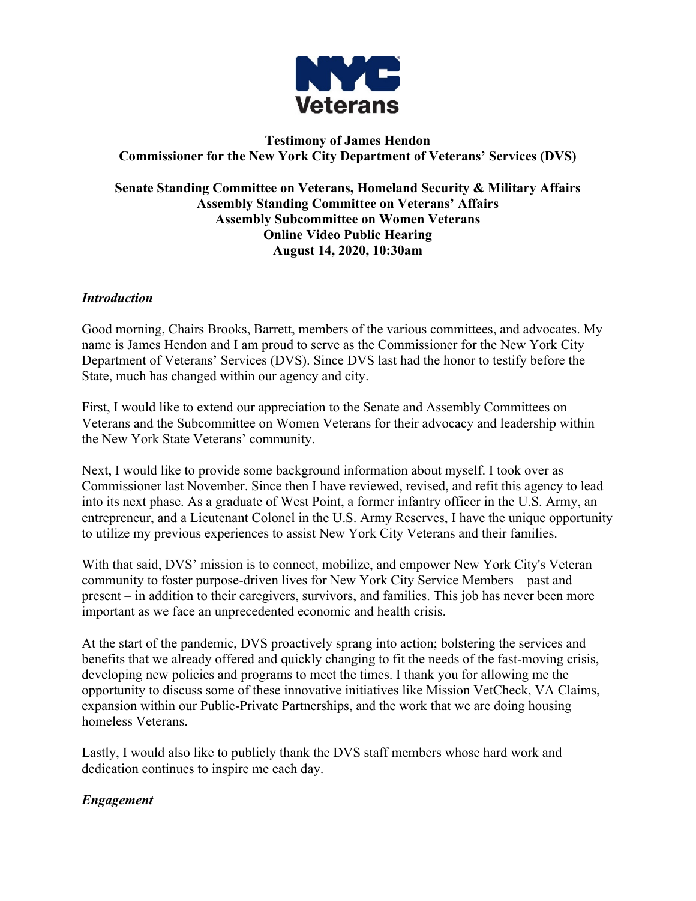**Testimony of James Hendon**
**Commissioner for the New York City Department of Veterans' Services (DVS)**

**Senate Standing Committee on Veterans, Homeland Security & Military Affairs**
**Assembly Standing Committee on Veterans' Affairs**
**Assembly Subcommittee on Women Veterans**
**Online Video Public Hearing**
**August 14, 2020, 10:30am**

***Introduction***

Good morning, Chairs Brooks, Barrett, members of the various committees, and advocates. My name is James Hendon and I am proud to serve as the Commissioner for the New York City Department of Veterans' Services (DVS). Since DVS last had the honor to testify before the State, much has changed within our agency and city.

First, I would like to extend our appreciation to the Senate and Assembly Committees on Veterans and the Subcommittee on Women Veterans for their advocacy and leadership within the New York State Veterans' community.

Next, I would like to provide some background information about myself. I took over as Commissioner last November. Since then I have reviewed, revised, and refit this agency to lead into its next phase. As a graduate of West Point, a former infantry officer in the U.S. Army, an entrepreneur, and a Lieutenant Colonel in the U.S. Army Reserves, I have the unique opportunity to utilize my previous experiences to assist New York City Veterans and their families.

With that said, DVS' mission is to connect, mobilize, and empower New York City's Veteran community to foster purpose-driven lives for New York City Service Members – past and present – in addition to their caregivers, survivors, and families. This job has never been more important as we face an unprecedented economic and health crisis.

At the start of the pandemic, DVS proactively sprang into action; bolstering the services and benefits that we already offered and quickly changing to fit the needs of the fast-moving crisis, developing new policies and programs to meet the times. I thank you for allowing me the opportunity to discuss some of these innovative initiatives like Mission VetCheck, VA Claims, expansion within our Public-Private Partnerships, and the work that we are doing housing homeless Veterans.

Lastly, I would also like to publicly thank the DVS staff members whose hard work and dedication continues to inspire me each day.

***Engagement***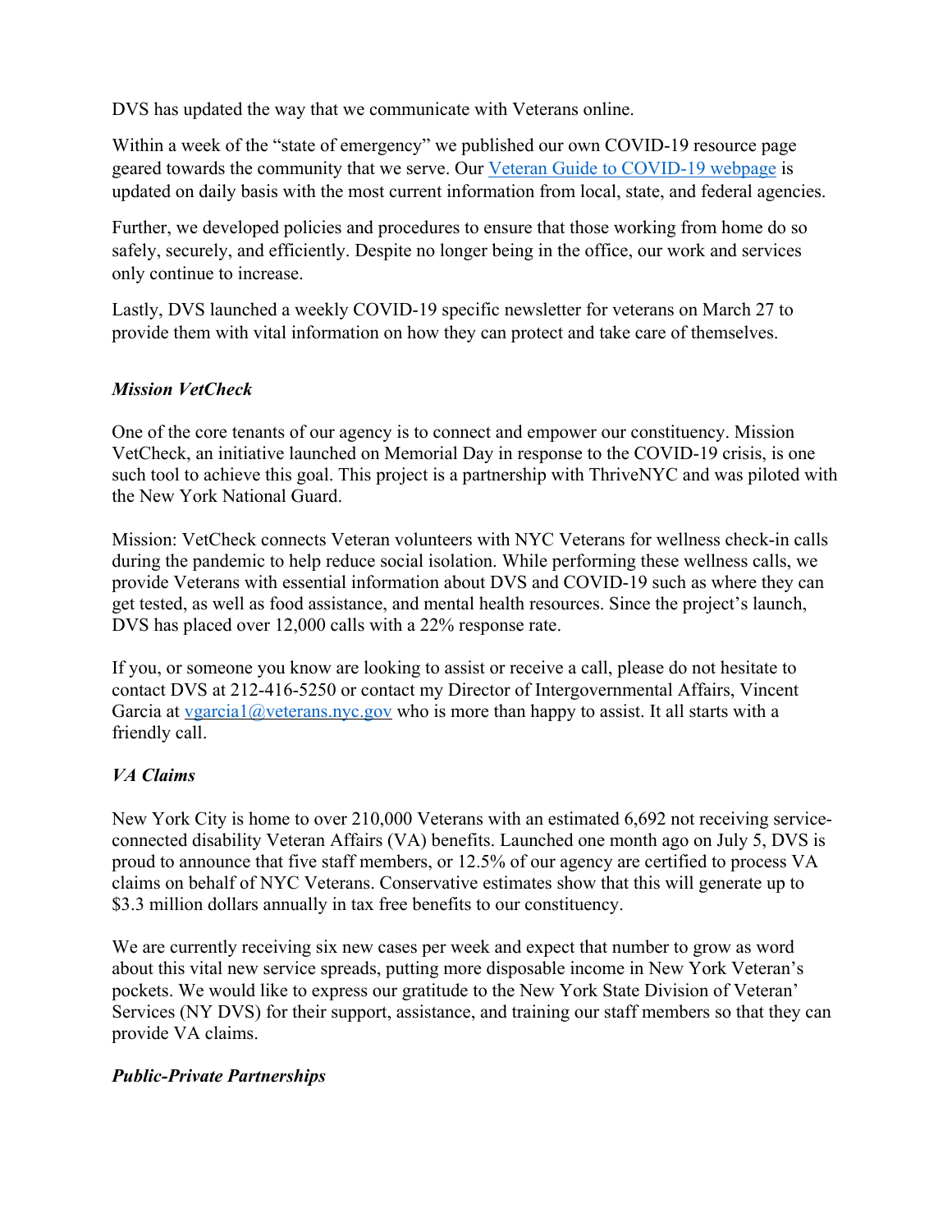DVS has updated the way that we communicate with Veterans online.

Within a week of the "state of emergency" we published our own COVID-19 resource page geared towards the community that we serve. Our [Veteran Guide to COVID-19 webpage]() is updated on daily basis with the most current information from local, state, and federal agencies.

Further, we developed policies and procedures to ensure that those working from home do so safely, securely, and efficiently. Despite no longer being in the office, our work and services only continue to increase.

Lastly, DVS launched a weekly COVID-19 specific newsletter for veterans on March 27 to provide them with vital information on how they can protect and take care of themselves.

***Mission VetCheck***

One of the core tenants of our agency is to connect and empower our constituency. Mission VetCheck, an initiative launched on Memorial Day in response to the COVID-19 crisis, is one such tool to achieve this goal. This project is a partnership with ThriveNYC and was piloted with the New York National Guard.

Mission: VetCheck connects Veteran volunteers with NYC Veterans for wellness check-in calls during the pandemic to help reduce social isolation. While performing these wellness calls, we provide Veterans with essential information about DVS and COVID-19 such as where they can get tested, as well as food assistance, and mental health resources. Since the project's launch, DVS has placed over 12,000 calls with a 22% response rate.

If you, or someone you know are looking to assist or receive a call, please do not hesitate to contact DVS at 212-416-5250 or contact my Director of Intergovernmental Affairs, Vincent Garcia at vgarcia1@veterans.nyc.gov who is more than happy to assist. It all starts with a friendly call.

***VA Claims***

New York City is home to over 210,000 Veterans with an estimated 6,692 not receiving service-connected disability Veteran Affairs (VA) benefits. Launched one month ago on July 5, DVS is proud to announce that five staff members, or 12.5% of our agency are certified to process VA claims on behalf of NYC Veterans. Conservative estimates show that this will generate up to $3.3 million dollars annually in tax free benefits to our constituency.

We are currently receiving six new cases per week and expect that number to grow as word about this vital new service spreads, putting more disposable income in New York Veteran's pockets. We would like to express our gratitude to the New York State Division of Veteran' Services (NY DVS) for their support, assistance, and training our staff members so that they can provide VA claims.

***Public-Private Partnerships***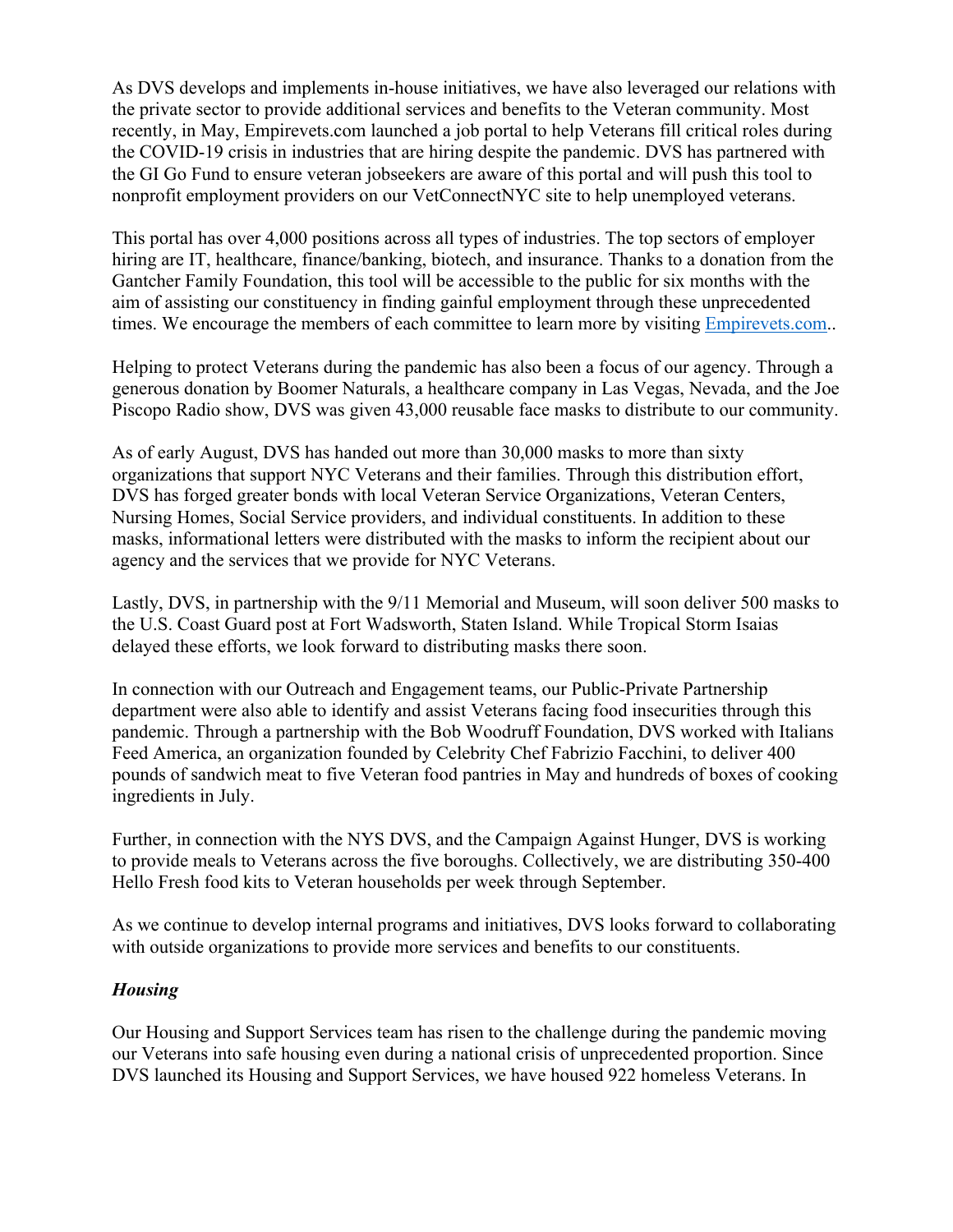As DVS develops and implements in-house initiatives, we have also leveraged our relations with the private sector to provide additional services and benefits to the Veteran community. Most recently, in May, Empirevets.com launched a job portal to help Veterans fill critical roles during the COVID-19 crisis in industries that are hiring despite the pandemic. DVS has partnered with the GI Go Fund to ensure veteran jobseekers are aware of this portal and will push this tool to nonprofit employment providers on our VetConnectNYC site to help unemployed veterans.

This portal has over 4,000 positions across all types of industries. The top sectors of employer hiring are IT, healthcare, finance/banking, biotech, and insurance. Thanks to a donation from the Gantcher Family Foundation, this tool will be accessible to the public for six months with the aim of assisting our constituency in finding gainful employment through these unprecedented times. We encourage the members of each committee to learn more by visiting [Empirevets.com](Empirevets.com)..

Helping to protect Veterans during the pandemic has also been a focus of our agency. Through a generous donation by Boomer Naturals, a healthcare company in Las Vegas, Nevada, and the Joe Piscopo Radio show, DVS was given 43,000 reusable face masks to distribute to our community.

As of early August, DVS has handed out more than 30,000 masks to more than sixty organizations that support NYC Veterans and their families. Through this distribution effort, DVS has forged greater bonds with local Veteran Service Organizations, Veteran Centers, Nursing Homes, Social Service providers, and individual constituents. In addition to these masks, informational letters were distributed with the masks to inform the recipient about our agency and the services that we provide for NYC Veterans.

Lastly, DVS, in partnership with the 9/11 Memorial and Museum, will soon deliver 500 masks to the U.S. Coast Guard post at Fort Wadsworth, Staten Island. While Tropical Storm Isaias delayed these efforts, we look forward to distributing masks there soon.

In connection with our Outreach and Engagement teams, our Public-Private Partnership department were also able to identify and assist Veterans facing food insecurities through this pandemic. Through a partnership with the Bob Woodruff Foundation, DVS worked with Italians Feed America, an organization founded by Celebrity Chef Fabrizio Facchini, to deliver 400 pounds of sandwich meat to five Veteran food pantries in May and hundreds of boxes of cooking ingredients in July.

Further, in connection with the NYS DVS, and the Campaign Against Hunger, DVS is working to provide meals to Veterans across the five boroughs. Collectively, we are distributing 350-400 Hello Fresh food kits to Veteran households per week through September.

As we continue to develop internal programs and initiatives, DVS looks forward to collaborating with outside organizations to provide more services and benefits to our constituents.

***Housing***

Our Housing and Support Services team has risen to the challenge during the pandemic moving our Veterans into safe housing even during a national crisis of unprecedented proportion. Since DVS launched its Housing and Support Services, we have housed 922 homeless Veterans. In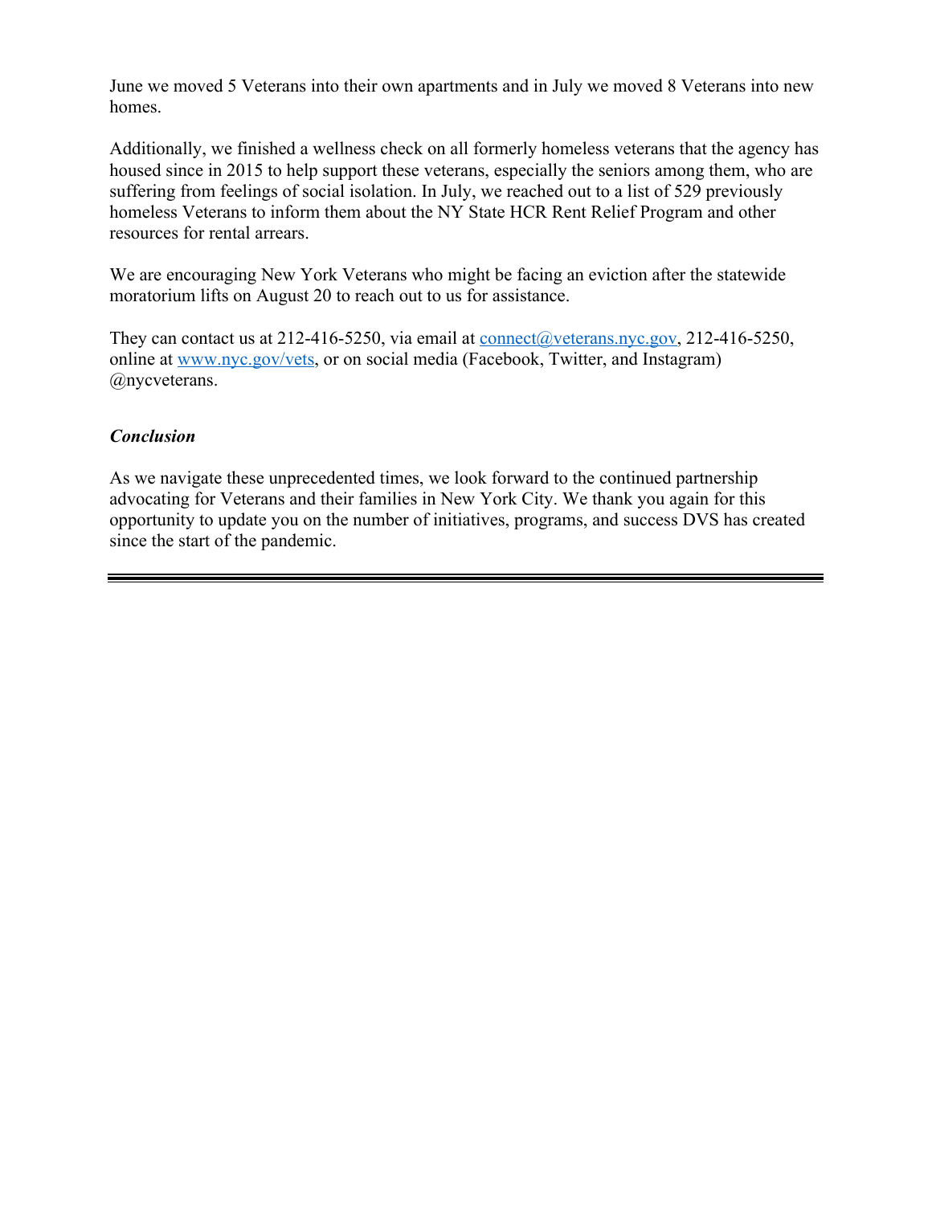June we moved 5 Veterans into their own apartments and in July we moved 8 Veterans into new homes.

Additionally, we finished a wellness check on all formerly homeless veterans that the agency has housed since in 2015 to help support these veterans, especially the seniors among them, who are suffering from feelings of social isolation. In July, we reached out to a list of 529 previously homeless Veterans to inform them about the NY State HCR Rent Relief Program and other resources for rental arrears.

We are encouraging New York Veterans who might be facing an eviction after the statewide moratorium lifts on August 20 to reach out to us for assistance.

They can contact us at 212-416-5250, via email at connect@veterans.nyc.gov, 212-416-5250, online at www.nyc.gov/vets, or on social media (Facebook, Twitter, and Instagram) @nycveterans.

***Conclusion***

As we navigate these unprecedented times, we look forward to the continued partnership advocating for Veterans and their families in New York City. We thank you again for this opportunity to update you on the number of initiatives, programs, and success DVS has created since the start of the pandemic.